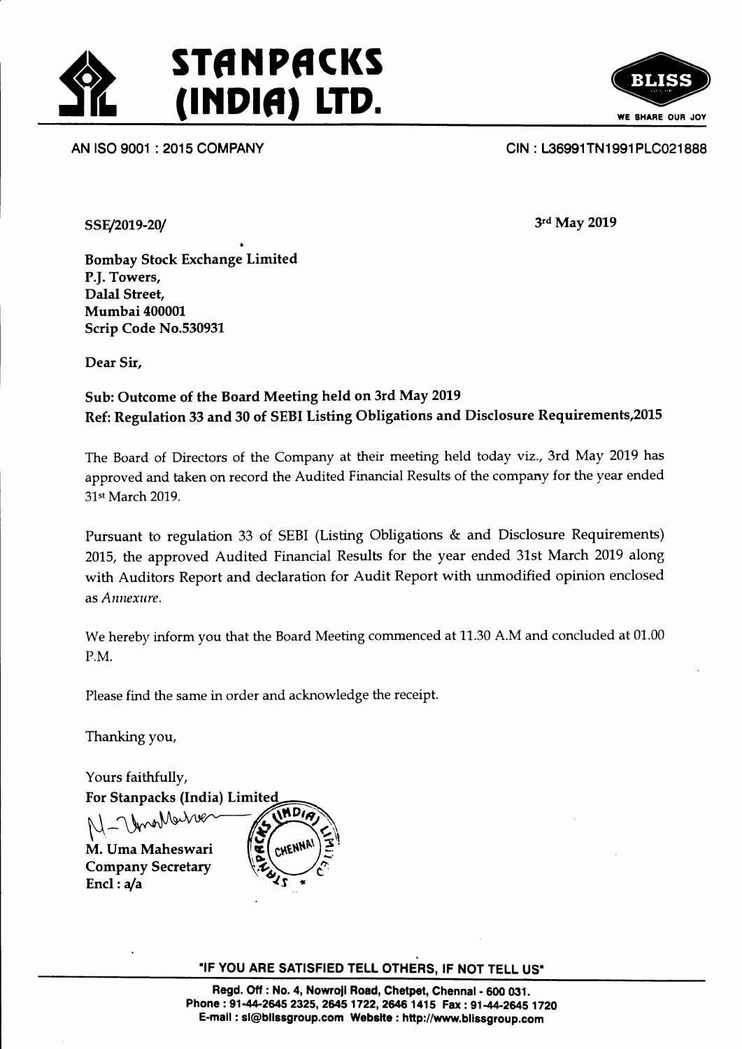# STANPACKS (INDIA) LTD.

BLISS
WE SHARE OUR JOY

AN ISO 9001 : 2015 COMPANY

CIN : L36991TN1991PLC021888

SSE/2019-20/

3rd May 2019

**Bombay Stock Exchange Limited**
**P.J. Towers,**
**Dalal Street,**
**Mumbai 400001**
**Scrip Code No.530931**

Dear Sir,

**Sub: Outcome of the Board Meeting held on 3rd May 2019**
**Ref: Regulation 33 and 30 of SEBI Listing Obligations and Disclosure Requirements,2015**

The Board of Directors of the Company at their meeting held today viz., 3rd May 2019 has approved and taken on record the Audited Financial Results of the company for the year ended 31st March 2019.

Pursuant to regulation 33 of SEBI (Listing Obligations & and Disclosure Requirements) 2015, the approved Audited Financial Results for the year ended 31st March 2019 along with Auditors Report and declaration for Audit Report with unmodified opinion enclosed as *Annexure*.

We hereby inform you that the Board Meeting commenced at 11.30 A.M and concluded at 01.00 P.M.

Please find the same in order and acknowledge the receipt.

Thanking you,

Yours faithfully,
**For Stanpacks (India) Limited**

**M. Uma Maheswari**
**Company Secretary**
**Encl : a/a**

"IF YOU ARE SATISFIED TELL OTHERS, IF NOT TELL US"

Regd. Off : No. 4, Nowroji Road, Chetpet, Chennai - 600 031.
Phone : 91-44-2645 2325, 2645 1722, 2646 1415 Fax : 91-44-2645 1720
E-mail : sl@blissgroup.com Website : http://www.blissgroup.com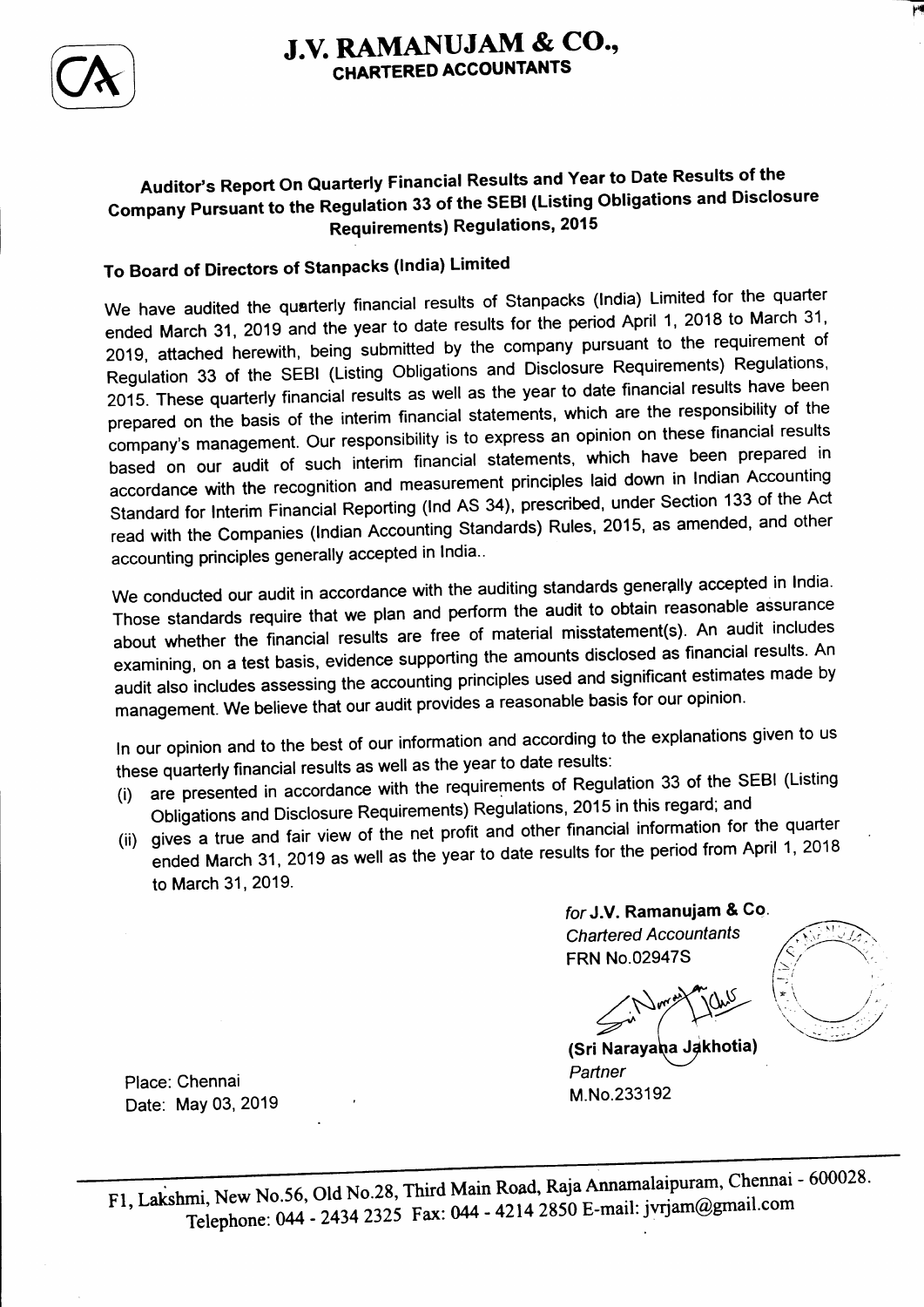# J.V. RAMANUJAM & CO.,
## CHARTERED ACCOUNTANTS

### Auditor's Report On Quarterly Financial Results and Year to Date Results of the Company Pursuant to the Regulation 33 of the SEBI (Listing Obligations and Disclosure Requirements) Regulations, 2015

**To Board of Directors of Stanpacks (India) Limited**

We have audited the quarterly financial results of Stanpacks (India) Limited for the quarter ended March 31, 2019 and the year to date results for the period April 1, 2018 to March 31, 2019, attached herewith, being submitted by the company pursuant to the requirement of Regulation 33 of the SEBI (Listing Obligations and Disclosure Requirements) Regulations, 2015. These quarterly financial results as well as the year to date financial results have been prepared on the basis of the interim financial statements, which are the responsibility of the company's management. Our responsibility is to express an opinion on these financial results based on our audit of such interim financial statements, which have been prepared in accordance with the recognition and measurement principles laid down in Indian Accounting Standard for Interim Financial Reporting (Ind AS 34), prescribed, under Section 133 of the Act read with the Companies (Indian Accounting Standards) Rules, 2015, as amended, and other accounting principles generally accepted in India..

We conducted our audit in accordance with the auditing standards generally accepted in India. Those standards require that we plan and perform the audit to obtain reasonable assurance about whether the financial results are free of material misstatement(s). An audit includes examining, on a test basis, evidence supporting the amounts disclosed as financial results. An audit also includes assessing the accounting principles used and significant estimates made by management. We believe that our audit provides a reasonable basis for our opinion.

In our opinion and to the best of our information and according to the explanations given to us these quarterly financial results as well as the year to date results:

(i) are presented in accordance with the requirements of Regulation 33 of the SEBI (Listing Obligations and Disclosure Requirements) Regulations, 2015 in this regard; and

(ii) gives a true and fair view of the net profit and other financial information for the quarter ended March 31, 2019 as well as the year to date results for the period from April 1, 2018 to March 31, 2019.

*for* **J.V. Ramanujam & Co.**
*Chartered Accountants*
FRN No.02947S

**(Sri Narayana Jakhotia)**
*Partner*
M.No.233192

Place: Chennai
Date: May 03, 2019

F1, Lakshmi, New No.56, Old No.28, Third Main Road, Raja Annamalaipuram, Chennai - 600028.
Telephone: 044 - 2434 2325 Fax: 044 - 4214 2850 E-mail: jvrjam@gmail.com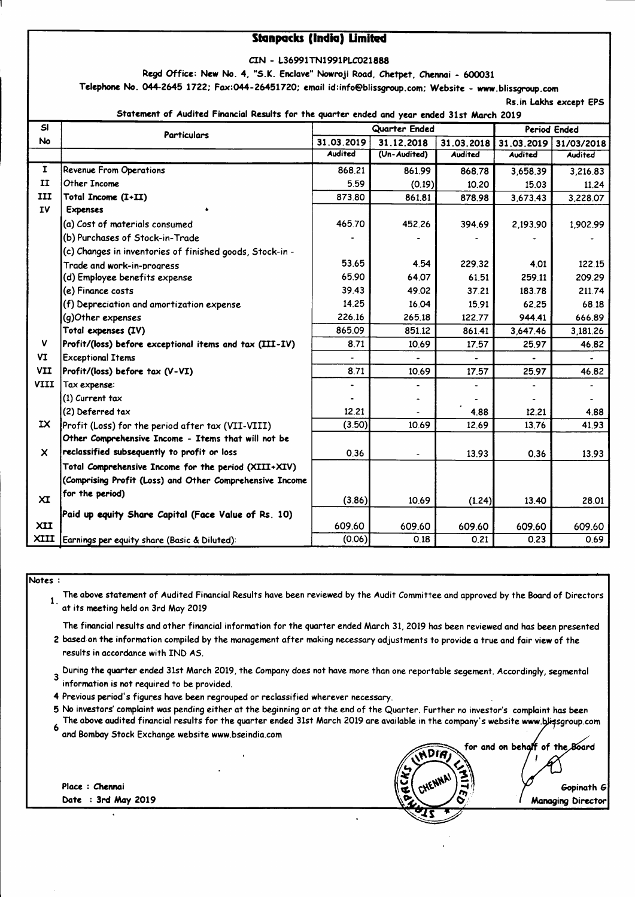# Stanpacks (India) Limited

CIN - L36991TN1991PLC021888

Regd Office: New No. 4, "S.K. Enclave" Nowroji Road, Chetpet, Chennai - 600031

Telephone No. 044-2645 1722; Fax:044-26451720; email id:info@blissgroup.com; Website - www.blissgroup.com

Rs.in Lakhs except EPS

Statement of Audited Financial Results for the quarter ended and year ended 31st March 2019

| Sl No | Particulars | Quarter Ended | | | Period Ended | |
|---|---|---|---|---|---|---|
| | | 31.03.2019 | 31.12.2018 | 31.03.2018 | 31.03.2019 | 31/03/2018 |
| | | Audited | (Un-Audited) | Audited | Audited | Audited |
| I | Revenue From Operations | 868.21 | 861.99 | 868.78 | 3,658.39 | 3,216.83 |
| II | Other Income | 5.59 | (0.19) | 10.20 | 15.03 | 11.24 |
| III | Total Income (I+II) | 873.80 | 861.81 | 878.98 | 3,673.43 | 3,228.07 |
| IV | **Expenses** | | | | | |
| | (a) Cost of materials consumed | 465.70 | 452.26 | 394.69 | 2,193.90 | 1,902.99 |
| | (b) Purchases of Stock-in-Trade | - | - | - | - | - |
| | (c) Changes in inventories of finished goods, Stock-in - Trade and work-in-progress | 53.65 | 4.54 | 229.32 | 4.01 | 122.15 |
| | (d) Employee benefits expense | 65.90 | 64.07 | 61.51 | 259.11 | 209.29 |
| | (e) Finance costs | 39.43 | 49.02 | 37.21 | 183.78 | 211.74 |
| | (f) Depreciation and amortization expense | 14.25 | 16.04 | 15.91 | 62.25 | 68.18 |
| | (g)Other expenses | 226.16 | 265.18 | 122.77 | 944.41 | 666.89 |
| | **Total expenses (IV)** | 865.09 | 851.12 | 861.41 | 3,647.46 | 3,181.26 |
| V | **Profit/(loss) before exceptional items and tax (III-IV)** | 8.71 | 10.69 | 17.57 | 25.97 | 46.82 |
| VI | Exceptional Items | - | - | - | - | - |
| VII | Profit/(loss) before tax (V-VI) | 8.71 | 10.69 | 17.57 | 25.97 | 46.82 |
| VIII | Tax expense: | - | - | - | - | - |
| | (1) Current tax | - | - | - | - | - |
| | (2) Deferred tax | 12.21 | - | 4.88 | 12.21 | 4.88 |
| IX | Profit (Loss) for the period after tax (VII-VIII) | (3.50) | 10.69 | 12.69 | 13.76 | 41.93 |
| X | Other Comprehensive Income - Items that will not be reclassified subsequently to profit or loss | 0.36 | - | 13.93 | 0.36 | 13.93 |
| XI | **Total Comprehensive Income for the period (XIII+XIV) (Comprising Profit (Loss) and Other Comprehensive Income for the period)** | (3.86) | 10.69 | (1.24) | 13.40 | 28.01 |
| XII | **Paid up equity Share Capital (Face Value of Rs. 10)** | 609.60 | 609.60 | 609.60 | 609.60 | 609.60 |
| XIII | Earnings per equity share (Basic & Diluted): | (0.06) | 0.18 | 0.21 | 0.23 | 0.69 |

**Notes :**

1. The above statement of Audited Financial Results have been reviewed by the Audit Committee and approved by the Board of Directors at its meeting held on 3rd May 2019
2. The financial results and other financial information for the quarter ended March 31, 2019 has been reviewed and has been presented based on the information compiled by the management after making necessary adjustments to provide a true and fair view of the results in accordance with IND AS.
3. During the quarter ended 31st March 2019, the Company does not have more than one reportable segement. Accordingly, segmental information is not required to be provided.
4. Previous period's figures have been regrouped or reclassified wherever necessary.
5. No investors' complaint was pending either at the beginning or at the end of the Quarter. Further no investor's complaint has been
6. The above audited financial results for the quarter ended 31st March 2019 are available in the company's website www.blissgroup.com and Bombay Stock Exchange website www.bseindia.com

for and on behalf of the Board

Gopinath G
Managing Director

Place : Chennai
Date : 3rd May 2019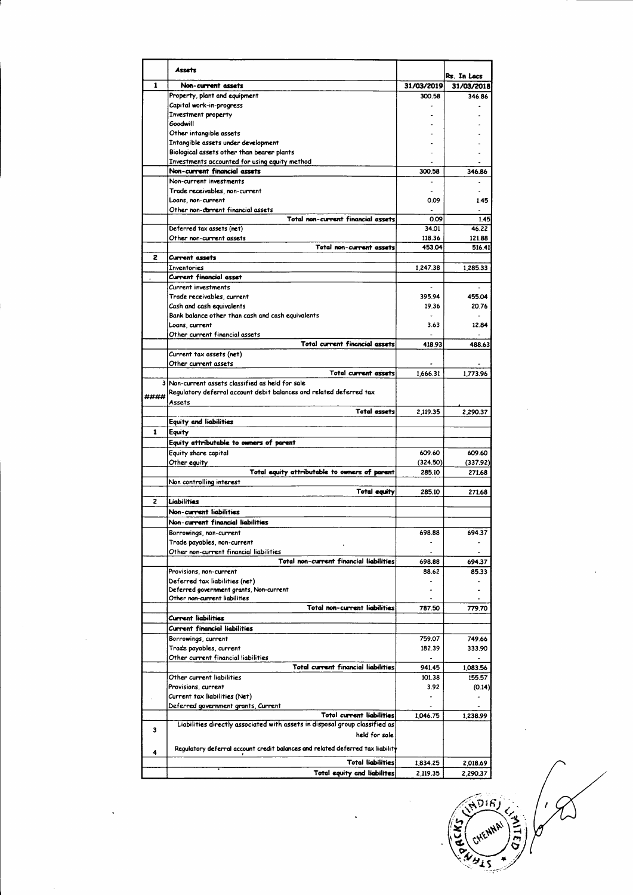| | Assets | | Rs. In Lacs |
|---|---|---|---|
| 1 | **Non-current assets** | **31/03/2019** | **31/03/2018** |
| | Property, plant and equipment | 300.58 | 346.86 |
| | Capital work-in-progress | - | - |
| | Investment property | - | - |
| | Goodwill | - | - |
| | Other intangible assets | - | - |
| | Intangible assets under development | - | - |
| | Biological assets other than bearer plants | - | - |
| | Investments accounted for using equity method | - | - |
| | **Non-current financial assets** | 300.58 | 346.86 |
| | Non-current investments | - | - |
| | Trade receivables, non-current | - | - |
| | Loans, non-current | 0.09 | 1.45 |
| | Other non-current financial assets | - | - |
| | Total non-current financial assets | 0.09 | 1.45 |
| | Deferred tax assets (net) | 34.01 | 46.22 |
| | Other non-current assets | 118.36 | 121.88 |
| | Total non-current assets | 453.04 | 516.41 |
| 2 | **Current assets** | | |
| | Inventories | 1,247.38 | 1,285.33 |
| | **Current financial asset** | | |
| | Current investments | - | - |
| | Trade receivables, current | 395.94 | 455.04 |
| | Cash and cash equivalents | 19.36 | 20.76 |
| | Bank balance other than cash and cash equivalents | - | - |
| | Loans, current | 3.63 | 12.84 |
| | Other current financial assets | - | - |
| | Total current financial assets | 418.93 | 488.63 |
| | Current tax assets (net) | | |
| | Other current assets | - | - |
| | Total current assets | 1,666.31 | 1,773.96 |
| 3 | Non-current assets classified as held for sale | | |
| #### | Regulatory deferral account debit balances and related deferred tax Assets | | |
| | Total assets | 2,119.35 | 2,290.37 |
| | **Equity and liabilities** | | |
| 1 | **Equity** | | |
| | **Equity attributable to owners of parent** | | |
| | Equity share capital | 609.60 | 609.60 |
| | Other equity | (324.50) | (337.92) |
| | Total equity attributable to owners of parent | 285.10 | 271.68 |
| | Non controlling interest | | |
| | Total equity | 285.10 | 271.68 |
| 2 | **Liabilities** | | |
| | **Non-current liabilities** | | |
| | **Non-current financial liabilities** | | |
| | Borrowings, non-current | 698.88 | 694.37 |
| | Trade payables, non-current | - | - |
| | Other non-current financial liabilities | - | - |
| | Total non-current financial liabilities | 698.88 | 694.37 |
| | Provisions, non-current | 88.62 | 85.33 |
| | Deferred tax liabilities (net) | - | - |
| | Deferred government grants, Non-current | - | - |
| | Other non-current liabilities | - | - |
| | Total non-current liabilities | 787.50 | 779.70 |
| | **Current liabilities** | | |
| | **Current financial liabilities** | | |
| | Borrowings, current | 759.07 | 749.66 |
| | Trade payables, current | 182.39 | 333.90 |
| | Other current financial liabilities | - | - |
| | Total current financial liabilities | 941.45 | 1,083.56 |
| | Other current liabilities | 101.38 | 155.57 |
| | Provisions, current | 3.92 | (0.14) |
| | Current tax liabilities (Net) | - | - |
| | Deferred government grants, Current | - | - |
| | Total current liabilities | 1,046.75 | 1,238.99 |
| 3 | Liabilities directly associated with assets in disposal group classified as held for sale | | |
| 4 | Regulatory deferral account credit balances and related deferred tax liability | | |
| | Total liabilities | 1,834.25 | 2,018.69 |
| | Total equity and liabilites | 2,119.35 | 2,290.37 |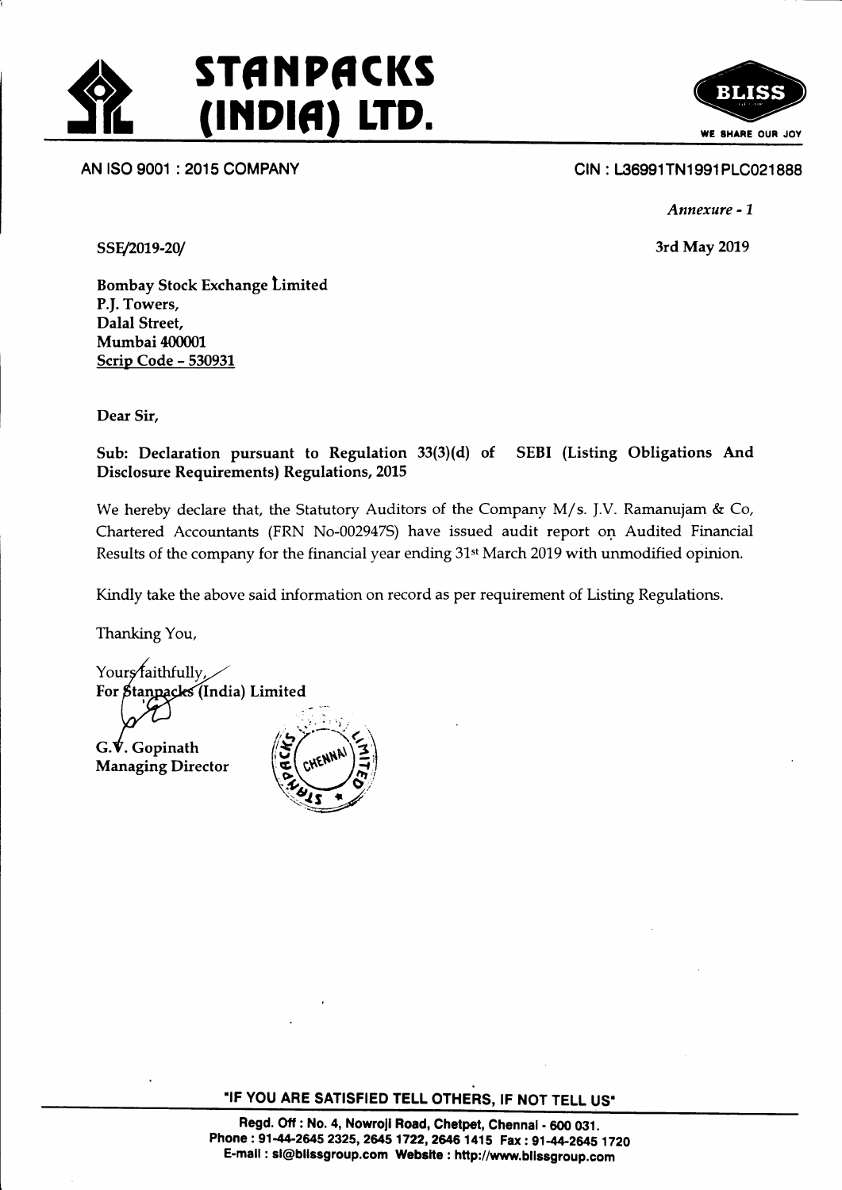# STANPACKS (INDIA) LTD.

BLISS
WE SHARE OUR JOY

AN ISO 9001 : 2015 COMPANY

CIN : L36991TN1991PLC021888

*Annexure - 1*

SSE/2019-20/

3rd May 2019

**Bombay Stock Exchange Limited**
**P.J. Towers,**
**Dalal Street,**
**Mumbai 400001**
**<u>Scrip Code – 530931</u>**

**Dear Sir,**

**Sub: Declaration pursuant to Regulation 33(3)(d) of SEBI (Listing Obligations And Disclosure Requirements) Regulations, 2015**

We hereby declare that, the Statutory Auditors of the Company M/s. J.V. Ramanujam & Co, Chartered Accountants (FRN No-002947S) have issued audit report on Audited Financial Results of the company for the financial year ending 31st March 2019 with unmodified opinion.

Kindly take the above said information on record as per requirement of Listing Regulations.

Thanking You,

Yours faithfully,
**For Stanpacks (India) Limited**

**G.V. Gopinath**
**Managing Director**

"IF YOU ARE SATISFIED TELL OTHERS, IF NOT TELL US"

**Regd. Off : No. 4, Nowroji Road, Chetpet, Chennai - 600 031.**
**Phone : 91-44-2645 2325, 2645 1722, 2646 1415 Fax : 91-44-2645 1720**
**E-mail : sl@blissgroup.com Website : http://www.blissgroup.com**